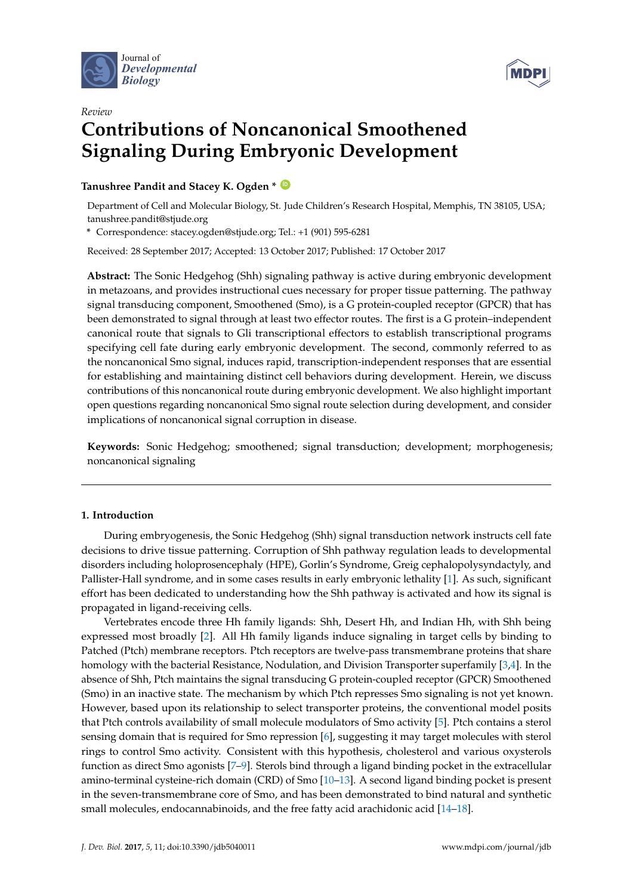Journal of *Developmental Biology*

*Review*

# Contributions of Noncanonical Smoothened Signaling During Embryonic Development

**Tanushree Pandit and Stacey K. Ogden ***

Department of Cell and Molecular Biology, St. Jude Children's Research Hospital, Memphis, TN 38105, USA; tanushree.pandit@stjude.org

* Correspondence: stacey.ogden@stjude.org; Tel.: +1 (901) 595-6281

Received: 28 September 2017; Accepted: 13 October 2017; Published: 17 October 2017

**Abstract:** The Sonic Hedgehog (Shh) signaling pathway is active during embryonic development in metazoans, and provides instructional cues necessary for proper tissue patterning. The pathway signal transducing component, Smoothened (Smo), is a G protein-coupled receptor (GPCR) that has been demonstrated to signal through at least two effector routes. The first is a G protein–independent canonical route that signals to Gli transcriptional effectors to establish transcriptional programs specifying cell fate during early embryonic development. The second, commonly referred to as the noncanonical Smo signal, induces rapid, transcription-independent responses that are essential for establishing and maintaining distinct cell behaviors during development. Herein, we discuss contributions of this noncanonical route during embryonic development. We also highlight important open questions regarding noncanonical Smo signal route selection during development, and consider implications of noncanonical signal corruption in disease.

**Keywords:** Sonic Hedgehog; smoothened; signal transduction; development; morphogenesis; noncanonical signaling

## 1. Introduction

During embryogenesis, the Sonic Hedgehog (Shh) signal transduction network instructs cell fate decisions to drive tissue patterning. Corruption of Shh pathway regulation leads to developmental disorders including holoprosencephaly (HPE), Gorlin's Syndrome, Greig cephalopolysyndactyly, and Pallister-Hall syndrome, and in some cases results in early embryonic lethality [1]. As such, significant effort has been dedicated to understanding how the Shh pathway is activated and how its signal is propagated in ligand-receiving cells.

Vertebrates encode three Hh family ligands: Shh, Desert Hh, and Indian Hh, with Shh being expressed most broadly [2]. All Hh family ligands induce signaling in target cells by binding to Patched (Ptch) membrane receptors. Ptch receptors are twelve-pass transmembrane proteins that share homology with the bacterial Resistance, Nodulation, and Division Transporter superfamily [3,4]. In the absence of Shh, Ptch maintains the signal transducing G protein-coupled receptor (GPCR) Smoothened (Smo) in an inactive state. The mechanism by which Ptch represses Smo signaling is not yet known. However, based upon its relationship to select transporter proteins, the conventional model posits that Ptch controls availability of small molecule modulators of Smo activity [5]. Ptch contains a sterol sensing domain that is required for Smo repression [6], suggesting it may target molecules with sterol rings to control Smo activity. Consistent with this hypothesis, cholesterol and various oxysterols function as direct Smo agonists [7–9]. Sterols bind through a ligand binding pocket in the extracellular amino-terminal cysteine-rich domain (CRD) of Smo [10–13]. A second ligand binding pocket is present in the seven-transmembrane core of Smo, and has been demonstrated to bind natural and synthetic small molecules, endocannabinoids, and the free fatty acid arachidonic acid [14–18].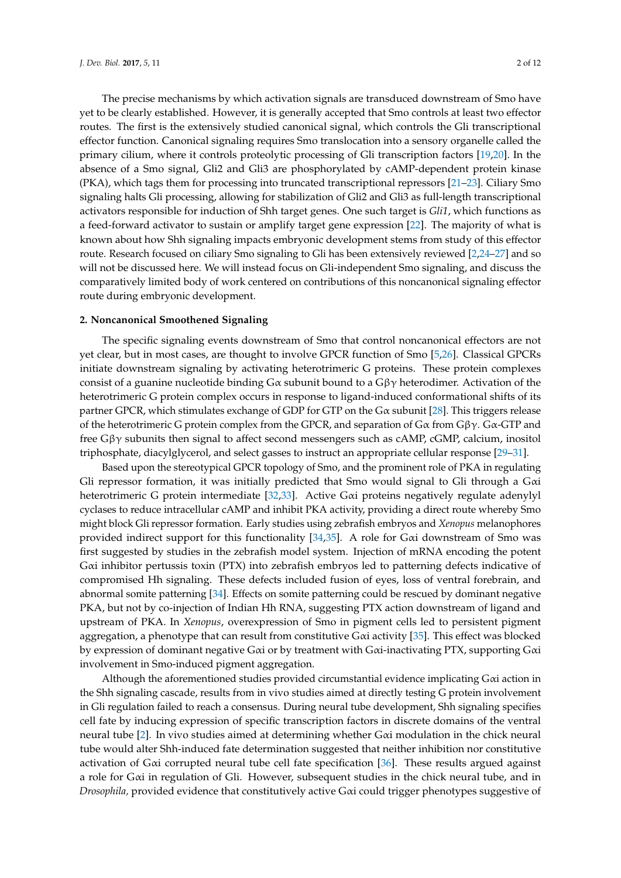The precise mechanisms by which activation signals are transduced downstream of Smo have yet to be clearly established. However, it is generally accepted that Smo controls at least two effector routes. The first is the extensively studied canonical signal, which controls the Gli transcriptional effector function. Canonical signaling requires Smo translocation into a sensory organelle called the primary cilium, where it controls proteolytic processing of Gli transcription factors [19,20]. In the absence of a Smo signal, Gli2 and Gli3 are phosphorylated by cAMP-dependent protein kinase (PKA), which tags them for processing into truncated transcriptional repressors [21–23]. Ciliary Smo signaling halts Gli processing, allowing for stabilization of Gli2 and Gli3 as full-length transcriptional activators responsible for induction of Shh target genes. One such target is *Gli1*, which functions as a feed-forward activator to sustain or amplify target gene expression [22]. The majority of what is known about how Shh signaling impacts embryonic development stems from study of this effector route. Research focused on ciliary Smo signaling to Gli has been extensively reviewed [2,24–27] and so will not be discussed here. We will instead focus on Gli-independent Smo signaling, and discuss the comparatively limited body of work centered on contributions of this noncanonical signaling effector route during embryonic development.

## 2. Noncanonical Smoothened Signaling

The specific signaling events downstream of Smo that control noncanonical effectors are not yet clear, but in most cases, are thought to involve GPCR function of Smo [5,26]. Classical GPCRs initiate downstream signaling by activating heterotrimeric G proteins. These protein complexes consist of a guanine nucleotide binding Gα subunit bound to a Gβγ heterodimer. Activation of the heterotrimeric G protein complex occurs in response to ligand-induced conformational shifts of its partner GPCR, which stimulates exchange of GDP for GTP on the Gα subunit [28]. This triggers release of the heterotrimeric G protein complex from the GPCR, and separation of Gα from Gβγ. Gα-GTP and free Gβγ subunits then signal to affect second messengers such as cAMP, cGMP, calcium, inositol triphosphate, diacylglycerol, and select gasses to instruct an appropriate cellular response [29–31].

Based upon the stereotypical GPCR topology of Smo, and the prominent role of PKA in regulating Gli repressor formation, it was initially predicted that Smo would signal to Gli through a Gαi heterotrimeric G protein intermediate [32,33]. Active Gαi proteins negatively regulate adenylyl cyclases to reduce intracellular cAMP and inhibit PKA activity, providing a direct route whereby Smo might block Gli repressor formation. Early studies using zebrafish embryos and *Xenopus* melanophores provided indirect support for this functionality [34,35]. A role for Gαi downstream of Smo was first suggested by studies in the zebrafish model system. Injection of mRNA encoding the potent Gαi inhibitor pertussis toxin (PTX) into zebrafish embryos led to patterning defects indicative of compromised Hh signaling. These defects included fusion of eyes, loss of ventral forebrain, and abnormal somite patterning [34]. Effects on somite patterning could be rescued by dominant negative PKA, but not by co-injection of Indian Hh RNA, suggesting PTX action downstream of ligand and upstream of PKA. In *Xenopus*, overexpression of Smo in pigment cells led to persistent pigment aggregation, a phenotype that can result from constitutive Gαi activity [35]. This effect was blocked by expression of dominant negative Gαi or by treatment with Gαi-inactivating PTX, supporting Gαi involvement in Smo-induced pigment aggregation.

Although the aforementioned studies provided circumstantial evidence implicating Gαi action in the Shh signaling cascade, results from in vivo studies aimed at directly testing G protein involvement in Gli regulation failed to reach a consensus. During neural tube development, Shh signaling specifies cell fate by inducing expression of specific transcription factors in discrete domains of the ventral neural tube [2]. In vivo studies aimed at determining whether Gαi modulation in the chick neural tube would alter Shh-induced fate determination suggested that neither inhibition nor constitutive activation of Gαi corrupted neural tube cell fate specification [36]. These results argued against a role for Gαi in regulation of Gli. However, subsequent studies in the chick neural tube, and in *Drosophila,* provided evidence that constitutively active Gαi could trigger phenotypes suggestive of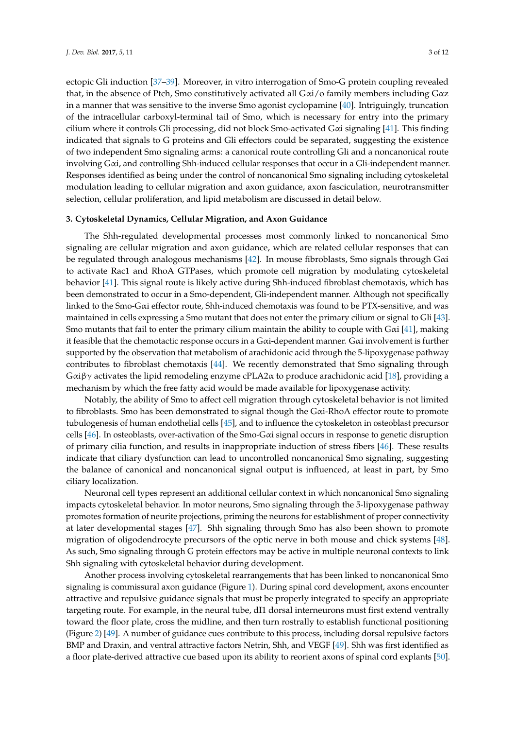ectopic Gli induction [37–39]. Moreover, in vitro interrogation of Smo-G protein coupling revealed that, in the absence of Ptch, Smo constitutively activated all Gαi/o family members including Gαz in a manner that was sensitive to the inverse Smo agonist cyclopamine [40]. Intriguingly, truncation of the intracellular carboxyl-terminal tail of Smo, which is necessary for entry into the primary cilium where it controls Gli processing, did not block Smo-activated Gαi signaling [41]. This finding indicated that signals to G proteins and Gli effectors could be separated, suggesting the existence of two independent Smo signaling arms: a canonical route controlling Gli and a noncanonical route involving Gαi, and controlling Shh-induced cellular responses that occur in a Gli-independent manner. Responses identified as being under the control of noncanonical Smo signaling including cytoskeletal modulation leading to cellular migration and axon guidance, axon fasciculation, neurotransmitter selection, cellular proliferation, and lipid metabolism are discussed in detail below.

## 3. Cytoskeletal Dynamics, Cellular Migration, and Axon Guidance

The Shh-regulated developmental processes most commonly linked to noncanonical Smo signaling are cellular migration and axon guidance, which are related cellular responses that can be regulated through analogous mechanisms [42]. In mouse fibroblasts, Smo signals through Gαi to activate Rac1 and RhoA GTPases, which promote cell migration by modulating cytoskeletal behavior [41]. This signal route is likely active during Shh-induced fibroblast chemotaxis, which has been demonstrated to occur in a Smo-dependent, Gli-independent manner. Although not specifically linked to the Smo-Gαi effector route, Shh-induced chemotaxis was found to be PTX-sensitive, and was maintained in cells expressing a Smo mutant that does not enter the primary cilium or signal to Gli [43]. Smo mutants that fail to enter the primary cilium maintain the ability to couple with Gαi [41], making it feasible that the chemotactic response occurs in a Gαi-dependent manner. Gαi involvement is further supported by the observation that metabolism of arachidonic acid through the 5-lipoxygenase pathway contributes to fibroblast chemotaxis [44]. We recently demonstrated that Smo signaling through Gαiβγ activates the lipid remodeling enzyme cPLA2α to produce arachidonic acid [18], providing a mechanism by which the free fatty acid would be made available for lipoxygenase activity.

Notably, the ability of Smo to affect cell migration through cytoskeletal behavior is not limited to fibroblasts. Smo has been demonstrated to signal though the Gαi-RhoA effector route to promote tubulogenesis of human endothelial cells [45], and to influence the cytoskeleton in osteoblast precursor cells [46]. In osteoblasts, over-activation of the Smo-Gαi signal occurs in response to genetic disruption of primary cilia function, and results in inappropriate induction of stress fibers [46]. These results indicate that ciliary dysfunction can lead to uncontrolled noncanonical Smo signaling, suggesting the balance of canonical and noncanonical signal output is influenced, at least in part, by Smo ciliary localization.

Neuronal cell types represent an additional cellular context in which noncanonical Smo signaling impacts cytoskeletal behavior. In motor neurons, Smo signaling through the 5-lipoxygenase pathway promotes formation of neurite projections, priming the neurons for establishment of proper connectivity at later developmental stages [47]. Shh signaling through Smo has also been shown to promote migration of oligodendrocyte precursors of the optic nerve in both mouse and chick systems [48]. As such, Smo signaling through G protein effectors may be active in multiple neuronal contexts to link Shh signaling with cytoskeletal behavior during development.

Another process involving cytoskeletal rearrangements that has been linked to noncanonical Smo signaling is commissural axon guidance (Figure 1). During spinal cord development, axons encounter attractive and repulsive guidance signals that must be properly integrated to specify an appropriate targeting route. For example, in the neural tube, dI1 dorsal interneurons must first extend ventrally toward the floor plate, cross the midline, and then turn rostrally to establish functional positioning (Figure 2) [49]. A number of guidance cues contribute to this process, including dorsal repulsive factors BMP and Draxin, and ventral attractive factors Netrin, Shh, and VEGF [49]. Shh was first identified as a floor plate-derived attractive cue based upon its ability to reorient axons of spinal cord explants [50].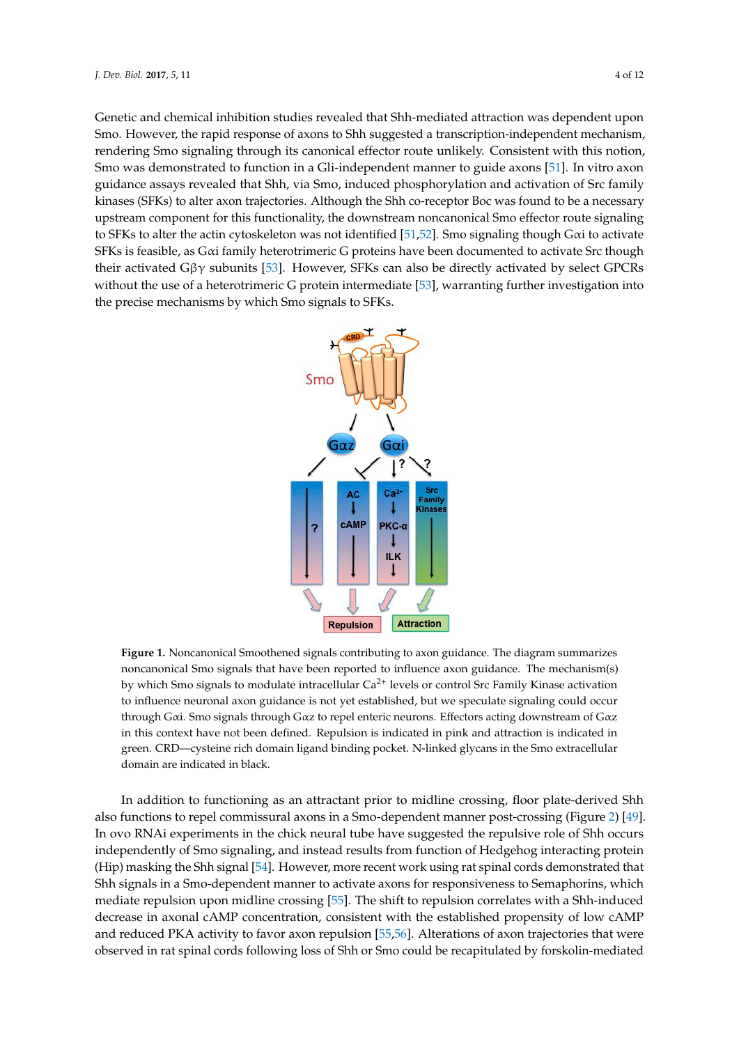Genetic and chemical inhibition studies revealed that Shh-mediated attraction was dependent upon Smo. However, the rapid response of axons to Shh suggested a transcription-independent mechanism, rendering Smo signaling through its canonical effector route unlikely. Consistent with this notion, Smo was demonstrated to function in a Gli-independent manner to guide axons [51]. In vitro axon guidance assays revealed that Shh, via Smo, induced phosphorylation and activation of Src family kinases (SFKs) to alter axon trajectories. Although the Shh co-receptor Boc was found to be a necessary upstream component for this functionality, the downstream noncanonical Smo effector route signaling to SFKs to alter the actin cytoskeleton was not identified [51,52]. Smo signaling though Gαi to activate SFKs is feasible, as Gαi family heterotrimeric G proteins have been documented to activate Src though their activated Gβγ subunits [53]. However, SFKs can also be directly activated by select GPCRs without the use of a heterotrimeric G protein intermediate [53], warranting further investigation into the precise mechanisms by which Smo signals to SFKs.

**Figure 1.** Noncanonical Smoothened signals contributing to axon guidance. The diagram summarizes noncanonical Smo signals that have been reported to influence axon guidance. The mechanism(s) by which Smo signals to modulate intracellular $Ca^{2+}$ levels or control Src Family Kinase activation to influence neuronal axon guidance is not yet established, but we speculate signaling could occur through Gαi. Smo signals through Gαz to repel enteric neurons. Effectors acting downstream of Gαz in this context have not been defined. Repulsion is indicated in pink and attraction is indicated in green. CRD—cysteine rich domain ligand binding pocket. N-linked glycans in the Smo extracellular domain are indicated in black.

In addition to functioning as an attractant prior to midline crossing, floor plate-derived Shh also functions to repel commissural axons in a Smo-dependent manner post-crossing (Figure 2) [49]. In ovo RNAi experiments in the chick neural tube have suggested the repulsive role of Shh occurs independently of Smo signaling, and instead results from function of Hedgehog interacting protein (Hip) masking the Shh signal [54]. However, more recent work using rat spinal cords demonstrated that Shh signals in a Smo-dependent manner to activate axons for responsiveness to Semaphorins, which mediate repulsion upon midline crossing [55]. The shift to repulsion correlates with a Shh-induced decrease in axonal cAMP concentration, consistent with the established propensity of low cAMP and reduced PKA activity to favor axon repulsion [55,56]. Alterations of axon trajectories that were observed in rat spinal cords following loss of Shh or Smo could be recapitulated by forskolin-mediated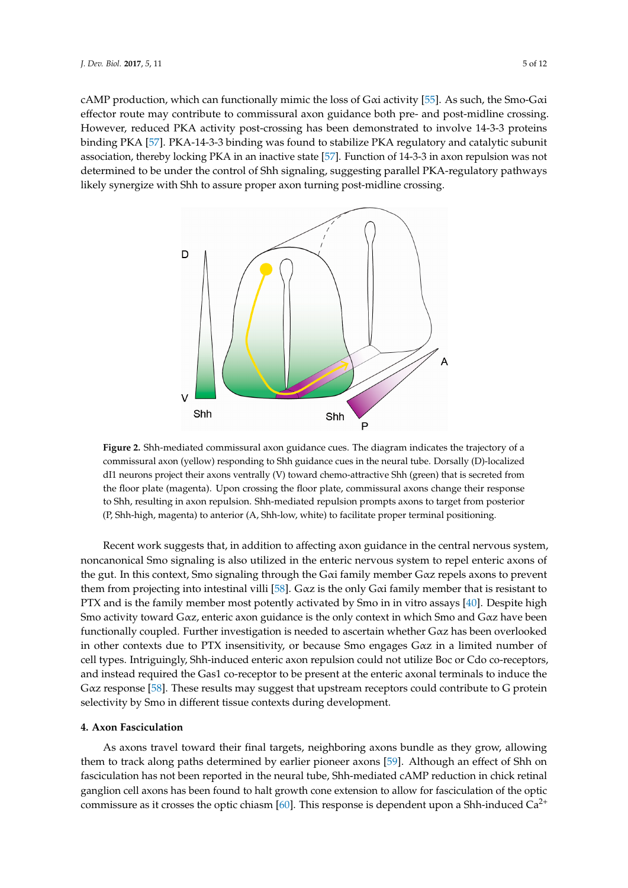cAMP production, which can functionally mimic the loss of Gαi activity [55]. As such, the Smo-Gαi effector route may contribute to commissural axon guidance both pre- and post-midline crossing. However, reduced PKA activity post-crossing has been demonstrated to involve 14-3-3 proteins binding PKA [57]. PKA-14-3-3 binding was found to stabilize PKA regulatory and catalytic subunit association, thereby locking PKA in an inactive state [57]. Function of 14-3-3 in axon repulsion was not determined to be under the control of Shh signaling, suggesting parallel PKA-regulatory pathways likely synergize with Shh to assure proper axon turning post-midline crossing.

**Figure 2.** Shh-mediated commissural axon guidance cues. The diagram indicates the trajectory of a commissural axon (yellow) responding to Shh guidance cues in the neural tube. Dorsally (D)-localized dI1 neurons project their axons ventrally (V) toward chemo-attractive Shh (green) that is secreted from the floor plate (magenta). Upon crossing the floor plate, commissural axons change their response to Shh, resulting in axon repulsion. Shh-mediated repulsion prompts axons to target from posterior (P, Shh-high, magenta) to anterior (A, Shh-low, white) to facilitate proper terminal positioning.

Recent work suggests that, in addition to affecting axon guidance in the central nervous system, noncanonical Smo signaling is also utilized in the enteric nervous system to repel enteric axons of the gut. In this context, Smo signaling through the Gαi family member Gαz repels axons to prevent them from projecting into intestinal villi [58]. Gαz is the only Gαi family member that is resistant to PTX and is the family member most potently activated by Smo in in vitro assays [40]. Despite high Smo activity toward Gαz, enteric axon guidance is the only context in which Smo and Gαz have been functionally coupled. Further investigation is needed to ascertain whether Gαz has been overlooked in other contexts due to PTX insensitivity, or because Smo engages Gαz in a limited number of cell types. Intriguingly, Shh-induced enteric axon repulsion could not utilize Boc or Cdo co-receptors, and instead required the Gas1 co-receptor to be present at the enteric axonal terminals to induce the Gαz response [58]. These results may suggest that upstream receptors could contribute to G protein selectivity by Smo in different tissue contexts during development.

## 4. Axon Fasciculation

As axons travel toward their final targets, neighboring axons bundle as they grow, allowing them to track along paths determined by earlier pioneer axons [59]. Although an effect of Shh on fasciculation has not been reported in the neural tube, Shh-mediated cAMP reduction in chick retinal ganglion cell axons has been found to halt growth cone extension to allow for fasciculation of the optic commissure as it crosses the optic chiasm [60]. This response is dependent upon a Shh-induced $Ca^{2+}$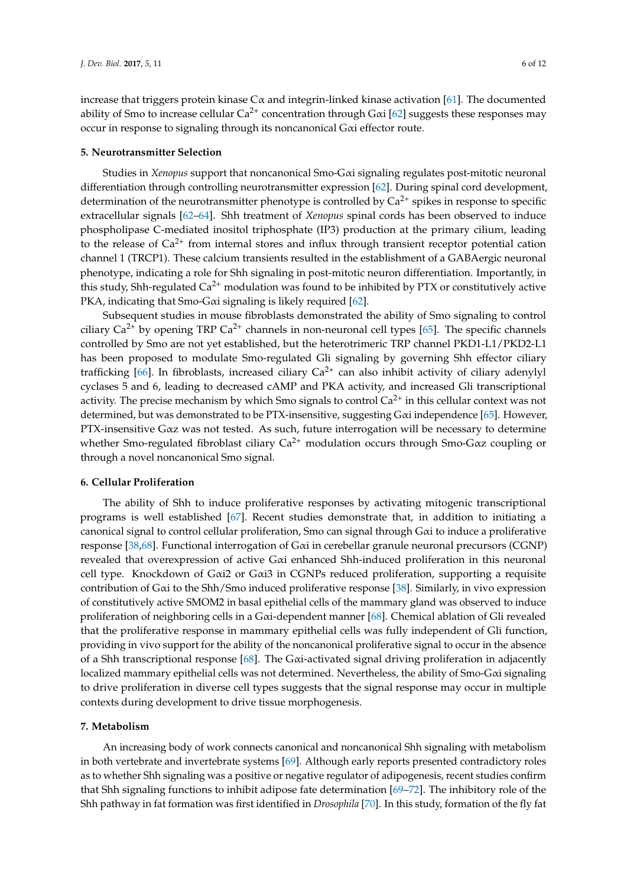increase that triggers protein kinase Cα and integrin-linked kinase activation [61]. The documented ability of Smo to increase cellular $Ca^{2+}$ concentration through Gαi [62] suggests these responses may occur in response to signaling through its noncanonical Gαi effector route.

## 5. Neurotransmitter Selection

Studies in *Xenopus* support that noncanonical Smo-Gαi signaling regulates post-mitotic neuronal differentiation through controlling neurotransmitter expression [62]. During spinal cord development, determination of the neurotransmitter phenotype is controlled by $Ca^{2+}$ spikes in response to specific extracellular signals [62–64]. Shh treatment of *Xenopus* spinal cords has been observed to induce phospholipase C-mediated inositol triphosphate (IP3) production at the primary cilium, leading to the release of $Ca^{2+}$ from internal stores and influx through transient receptor potential cation channel 1 (TRCP1). These calcium transients resulted in the establishment of a GABAergic neuronal phenotype, indicating a role for Shh signaling in post-mitotic neuron differentiation. Importantly, in this study, Shh-regulated $Ca^{2+}$ modulation was found to be inhibited by PTX or constitutively active PKA, indicating that Smo-Gαi signaling is likely required [62].

Subsequent studies in mouse fibroblasts demonstrated the ability of Smo signaling to control ciliary $Ca^{2+}$ by opening TRP $Ca^{2+}$ channels in non-neuronal cell types [65]. The specific channels controlled by Smo are not yet established, but the heterotrimeric TRP channel PKD1-L1/PKD2-L1 has been proposed to modulate Smo-regulated Gli signaling by governing Shh effector ciliary trafficking [66]. In fibroblasts, increased ciliary $Ca^{2+}$ can also inhibit activity of ciliary adenylyl cyclases 5 and 6, leading to decreased cAMP and PKA activity, and increased Gli transcriptional activity. The precise mechanism by which Smo signals to control $Ca^{2+}$ in this cellular context was not determined, but was demonstrated to be PTX-insensitive, suggesting Gαi independence [65]. However, PTX-insensitive Gαz was not tested. As such, future interrogation will be necessary to determine whether Smo-regulated fibroblast ciliary $Ca^{2+}$ modulation occurs through Smo-Gαz coupling or through a novel noncanonical Smo signal.

## 6. Cellular Proliferation

The ability of Shh to induce proliferative responses by activating mitogenic transcriptional programs is well established [67]. Recent studies demonstrate that, in addition to initiating a canonical signal to control cellular proliferation, Smo can signal through Gαi to induce a proliferative response [38,68]. Functional interrogation of Gαi in cerebellar granule neuronal precursors (CGNP) revealed that overexpression of active Gαi enhanced Shh-induced proliferation in this neuronal cell type. Knockdown of Gαi2 or Gαi3 in CGNPs reduced proliferation, supporting a requisite contribution of Gαi to the Shh/Smo induced proliferative response [38]. Similarly, in vivo expression of constitutively active SMOM2 in basal epithelial cells of the mammary gland was observed to induce proliferation of neighboring cells in a Gαi-dependent manner [68]. Chemical ablation of Gli revealed that the proliferative response in mammary epithelial cells was fully independent of Gli function, providing in vivo support for the ability of the noncanonical proliferative signal to occur in the absence of a Shh transcriptional response [68]. The Gαi-activated signal driving proliferation in adjacently localized mammary epithelial cells was not determined. Nevertheless, the ability of Smo-Gαi signaling to drive proliferation in diverse cell types suggests that the signal response may occur in multiple contexts during development to drive tissue morphogenesis.

## 7. Metabolism

An increasing body of work connects canonical and noncanonical Shh signaling with metabolism in both vertebrate and invertebrate systems [69]. Although early reports presented contradictory roles as to whether Shh signaling was a positive or negative regulator of adipogenesis, recent studies confirm that Shh signaling functions to inhibit adipose fate determination [69–72]. The inhibitory role of the Shh pathway in fat formation was first identified in *Drosophila* [70]. In this study, formation of the fly fat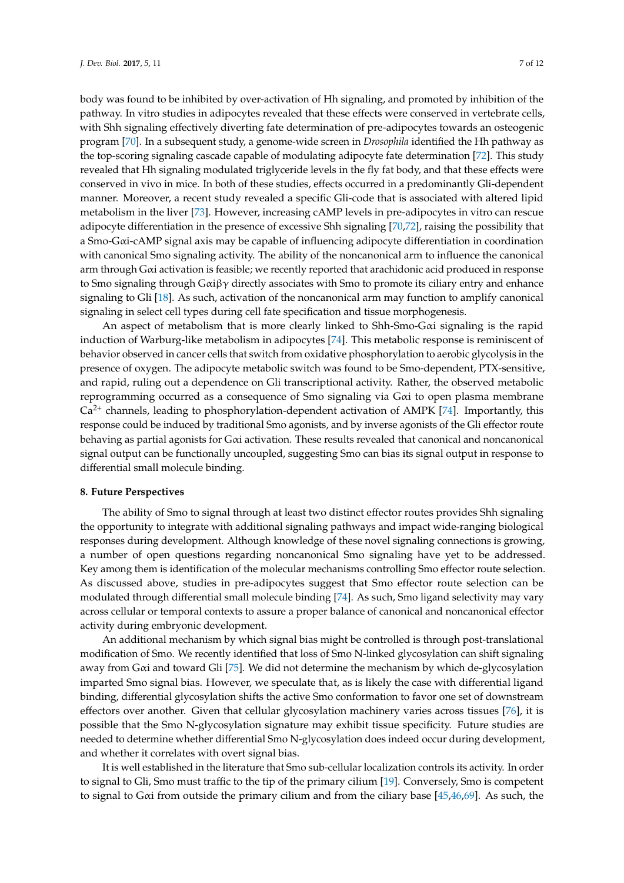body was found to be inhibited by over-activation of Hh signaling, and promoted by inhibition of the pathway. In vitro studies in adipocytes revealed that these effects were conserved in vertebrate cells, with Shh signaling effectively diverting fate determination of pre-adipocytes towards an osteogenic program [70]. In a subsequent study, a genome-wide screen in *Drosophila* identified the Hh pathway as the top-scoring signaling cascade capable of modulating adipocyte fate determination [72]. This study revealed that Hh signaling modulated triglyceride levels in the fly fat body, and that these effects were conserved in vivo in mice. In both of these studies, effects occurred in a predominantly Gli-dependent manner. Moreover, a recent study revealed a specific Gli-code that is associated with altered lipid metabolism in the liver [73]. However, increasing cAMP levels in pre-adipocytes in vitro can rescue adipocyte differentiation in the presence of excessive Shh signaling [70,72], raising the possibility that a Smo-Gαi-cAMP signal axis may be capable of influencing adipocyte differentiation in coordination with canonical Smo signaling activity. The ability of the noncanonical arm to influence the canonical arm through Gαi activation is feasible; we recently reported that arachidonic acid produced in response to Smo signaling through Gαiβγ directly associates with Smo to promote its ciliary entry and enhance signaling to Gli [18]. As such, activation of the noncanonical arm may function to amplify canonical signaling in select cell types during cell fate specification and tissue morphogenesis.

An aspect of metabolism that is more clearly linked to Shh-Smo-Gαi signaling is the rapid induction of Warburg-like metabolism in adipocytes [74]. This metabolic response is reminiscent of behavior observed in cancer cells that switch from oxidative phosphorylation to aerobic glycolysis in the presence of oxygen. The adipocyte metabolic switch was found to be Smo-dependent, PTX-sensitive, and rapid, ruling out a dependence on Gli transcriptional activity. Rather, the observed metabolic reprogramming occurred as a consequence of Smo signaling via Gαi to open plasma membrane $Ca^{2+}$ channels, leading to phosphorylation-dependent activation of AMPK [74]. Importantly, this response could be induced by traditional Smo agonists, and by inverse agonists of the Gli effector route behaving as partial agonists for Gαi activation. These results revealed that canonical and noncanonical signal output can be functionally uncoupled, suggesting Smo can bias its signal output in response to differential small molecule binding.

## 8. Future Perspectives

The ability of Smo to signal through at least two distinct effector routes provides Shh signaling the opportunity to integrate with additional signaling pathways and impact wide-ranging biological responses during development. Although knowledge of these novel signaling connections is growing, a number of open questions regarding noncanonical Smo signaling have yet to be addressed. Key among them is identification of the molecular mechanisms controlling Smo effector route selection. As discussed above, studies in pre-adipocytes suggest that Smo effector route selection can be modulated through differential small molecule binding [74]. As such, Smo ligand selectivity may vary across cellular or temporal contexts to assure a proper balance of canonical and noncanonical effector activity during embryonic development.

An additional mechanism by which signal bias might be controlled is through post-translational modification of Smo. We recently identified that loss of Smo N-linked glycosylation can shift signaling away from Gαi and toward Gli [75]. We did not determine the mechanism by which de-glycosylation imparted Smo signal bias. However, we speculate that, as is likely the case with differential ligand binding, differential glycosylation shifts the active Smo conformation to favor one set of downstream effectors over another. Given that cellular glycosylation machinery varies across tissues [76], it is possible that the Smo N-glycosylation signature may exhibit tissue specificity. Future studies are needed to determine whether differential Smo N-glycosylation does indeed occur during development, and whether it correlates with overt signal bias.

It is well established in the literature that Smo sub-cellular localization controls its activity. In order to signal to Gli, Smo must traffic to the tip of the primary cilium [19]. Conversely, Smo is competent to signal to Gαi from outside the primary cilium and from the ciliary base [45,46,69]. As such, the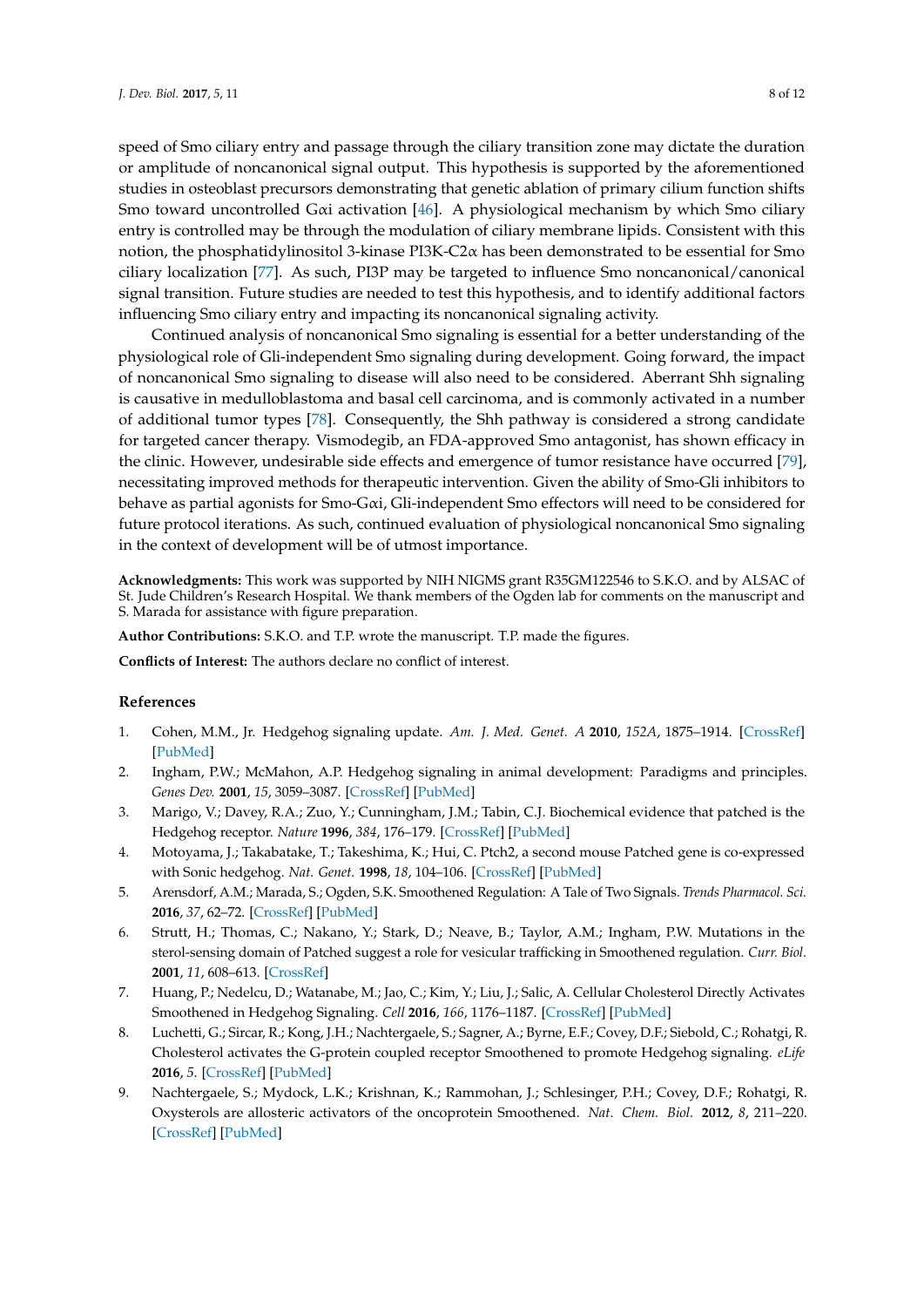speed of Smo ciliary entry and passage through the ciliary transition zone may dictate the duration or amplitude of noncanonical signal output. This hypothesis is supported by the aforementioned studies in osteoblast precursors demonstrating that genetic ablation of primary cilium function shifts Smo toward uncontrolled Gαi activation [46]. A physiological mechanism by which Smo ciliary entry is controlled may be through the modulation of ciliary membrane lipids. Consistent with this notion, the phosphatidylinositol 3-kinase PI3K-C2α has been demonstrated to be essential for Smo ciliary localization [77]. As such, PI3P may be targeted to influence Smo noncanonical/canonical signal transition. Future studies are needed to test this hypothesis, and to identify additional factors influencing Smo ciliary entry and impacting its noncanonical signaling activity.

Continued analysis of noncanonical Smo signaling is essential for a better understanding of the physiological role of Gli-independent Smo signaling during development. Going forward, the impact of noncanonical Smo signaling to disease will also need to be considered. Aberrant Shh signaling is causative in medulloblastoma and basal cell carcinoma, and is commonly activated in a number of additional tumor types [78]. Consequently, the Shh pathway is considered a strong candidate for targeted cancer therapy. Vismodegib, an FDA-approved Smo antagonist, has shown efficacy in the clinic. However, undesirable side effects and emergence of tumor resistance have occurred [79], necessitating improved methods for therapeutic intervention. Given the ability of Smo-Gli inhibitors to behave as partial agonists for Smo-Gαi, Gli-independent Smo effectors will need to be considered for future protocol iterations. As such, continued evaluation of physiological noncanonical Smo signaling in the context of development will be of utmost importance.

**Acknowledgments:** This work was supported by NIH NIGMS grant R35GM122546 to S.K.O. and by ALSAC of St. Jude Children's Research Hospital. We thank members of the Ogden lab for comments on the manuscript and S. Marada for assistance with figure preparation.

**Author Contributions:** S.K.O. and T.P. wrote the manuscript. T.P. made the figures.

**Conflicts of Interest:** The authors declare no conflict of interest.

## References

1. Cohen, M.M., Jr. Hedgehog signaling update. *Am. J. Med. Genet. A* **2010**, *152A*, 1875–1914. [CrossRef] [PubMed]
2. Ingham, P.W.; McMahon, A.P. Hedgehog signaling in animal development: Paradigms and principles. *Genes Dev.* **2001**, *15*, 3059–3087. [CrossRef] [PubMed]
3. Marigo, V.; Davey, R.A.; Zuo, Y.; Cunningham, J.M.; Tabin, C.J. Biochemical evidence that patched is the Hedgehog receptor. *Nature* **1996**, *384*, 176–179. [CrossRef] [PubMed]
4. Motoyama, J.; Takabatake, T.; Takeshima, K.; Hui, C. Ptch2, a second mouse Patched gene is co-expressed with Sonic hedgehog. *Nat. Genet.* **1998**, *18*, 104–106. [CrossRef] [PubMed]
5. Arensdorf, A.M.; Marada, S.; Ogden, S.K. Smoothened Regulation: A Tale of Two Signals. *Trends Pharmacol. Sci.* **2016**, *37*, 62–72. [CrossRef] [PubMed]
6. Strutt, H.; Thomas, C.; Nakano, Y.; Stark, D.; Neave, B.; Taylor, A.M.; Ingham, P.W. Mutations in the sterol-sensing domain of Patched suggest a role for vesicular trafficking in Smoothened regulation. *Curr. Biol.* **2001**, *11*, 608–613. [CrossRef]
7. Huang, P.; Nedelcu, D.; Watanabe, M.; Jao, C.; Kim, Y.; Liu, J.; Salic, A. Cellular Cholesterol Directly Activates Smoothened in Hedgehog Signaling. *Cell* **2016**, *166*, 1176–1187. [CrossRef] [PubMed]
8. Luchetti, G.; Sircar, R.; Kong, J.H.; Nachtergaele, S.; Sagner, A.; Byrne, E.F.; Covey, D.F.; Siebold, C.; Rohatgi, R. Cholesterol activates the G-protein coupled receptor Smoothened to promote Hedgehog signaling. *eLife* **2016**, *5*. [CrossRef] [PubMed]
9. Nachtergaele, S.; Mydock, L.K.; Krishnan, K.; Rammohan, J.; Schlesinger, P.H.; Covey, D.F.; Rohatgi, R. Oxysterols are allosteric activators of the oncoprotein Smoothened. *Nat. Chem. Biol.* **2012**, *8*, 211–220. [CrossRef] [PubMed]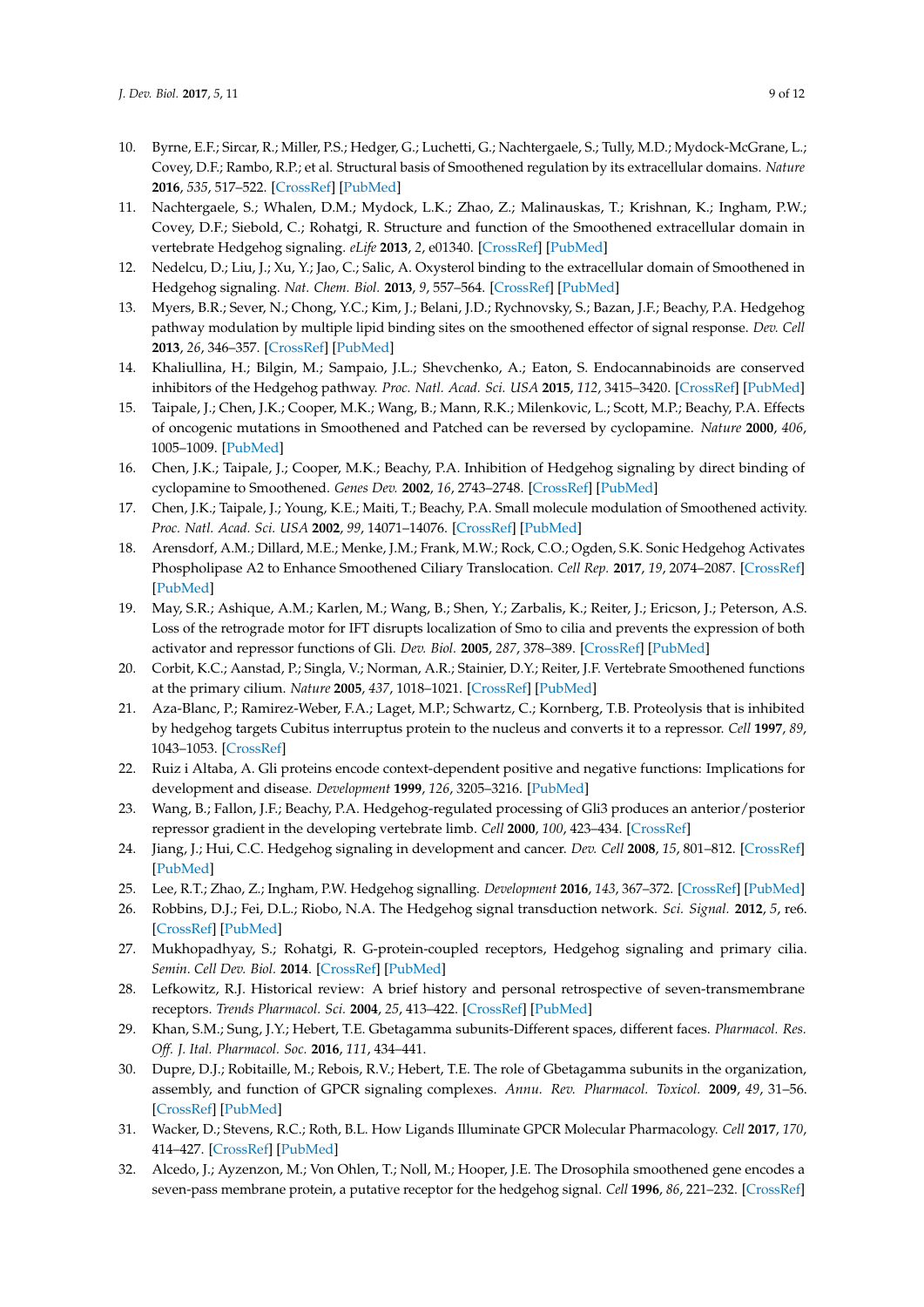10. Byrne, E.F.; Sircar, R.; Miller, P.S.; Hedger, G.; Luchetti, G.; Nachtergaele, S.; Tully, M.D.; Mydock-McGrane, L.; Covey, D.F.; Rambo, R.P.; et al. Structural basis of Smoothened regulation by its extracellular domains. *Nature* **2016**, *535*, 517–522. [CrossRef] [PubMed]
11. Nachtergaele, S.; Whalen, D.M.; Mydock, L.K.; Zhao, Z.; Malinauskas, T.; Krishnan, K.; Ingham, P.W.; Covey, D.F.; Siebold, C.; Rohatgi, R. Structure and function of the Smoothened extracellular domain in vertebrate Hedgehog signaling. *eLife* **2013**, *2*, e01340. [CrossRef] [PubMed]
12. Nedelcu, D.; Liu, J.; Xu, Y.; Jao, C.; Salic, A. Oxysterol binding to the extracellular domain of Smoothened in Hedgehog signaling. *Nat. Chem. Biol.* **2013**, *9*, 557–564. [CrossRef] [PubMed]
13. Myers, B.R.; Sever, N.; Chong, Y.C.; Kim, J.; Belani, J.D.; Rychnovsky, S.; Bazan, J.F.; Beachy, P.A. Hedgehog pathway modulation by multiple lipid binding sites on the smoothened effector of signal response. *Dev. Cell* **2013**, *26*, 346–357. [CrossRef] [PubMed]
14. Khaliullina, H.; Bilgin, M.; Sampaio, J.L.; Shevchenko, A.; Eaton, S. Endocannabinoids are conserved inhibitors of the Hedgehog pathway. *Proc. Natl. Acad. Sci. USA* **2015**, *112*, 3415–3420. [CrossRef] [PubMed]
15. Taipale, J.; Chen, J.K.; Cooper, M.K.; Wang, B.; Mann, R.K.; Milenkovic, L.; Scott, M.P.; Beachy, P.A. Effects of oncogenic mutations in Smoothened and Patched can be reversed by cyclopamine. *Nature* **2000**, *406*, 1005–1009. [PubMed]
16. Chen, J.K.; Taipale, J.; Cooper, M.K.; Beachy, P.A. Inhibition of Hedgehog signaling by direct binding of cyclopamine to Smoothened. *Genes Dev.* **2002**, *16*, 2743–2748. [CrossRef] [PubMed]
17. Chen, J.K.; Taipale, J.; Young, K.E.; Maiti, T.; Beachy, P.A. Small molecule modulation of Smoothened activity. *Proc. Natl. Acad. Sci. USA* **2002**, *99*, 14071–14076. [CrossRef] [PubMed]
18. Arensdorf, A.M.; Dillard, M.E.; Menke, J.M.; Frank, M.W.; Rock, C.O.; Ogden, S.K. Sonic Hedgehog Activates Phospholipase A2 to Enhance Smoothened Ciliary Translocation. *Cell Rep.* **2017**, *19*, 2074–2087. [CrossRef] [PubMed]
19. May, S.R.; Ashique, A.M.; Karlen, M.; Wang, B.; Shen, Y.; Zarbalis, K.; Reiter, J.; Ericson, J.; Peterson, A.S. Loss of the retrograde motor for IFT disrupts localization of Smo to cilia and prevents the expression of both activator and repressor functions of Gli. *Dev. Biol.* **2005**, *287*, 378–389. [CrossRef] [PubMed]
20. Corbit, K.C.; Aanstad, P.; Singla, V.; Norman, A.R.; Stainier, D.Y.; Reiter, J.F. Vertebrate Smoothened functions at the primary cilium. *Nature* **2005**, *437*, 1018–1021. [CrossRef] [PubMed]
21. Aza-Blanc, P.; Ramirez-Weber, F.A.; Laget, M.P.; Schwartz, C.; Kornberg, T.B. Proteolysis that is inhibited by hedgehog targets Cubitus interruptus protein to the nucleus and converts it to a repressor. *Cell* **1997**, *89*, 1043–1053. [CrossRef]
22. Ruiz i Altaba, A. Gli proteins encode context-dependent positive and negative functions: Implications for development and disease. *Development* **1999**, *126*, 3205–3216. [PubMed]
23. Wang, B.; Fallon, J.F.; Beachy, P.A. Hedgehog-regulated processing of Gli3 produces an anterior/posterior repressor gradient in the developing vertebrate limb. *Cell* **2000**, *100*, 423–434. [CrossRef]
24. Jiang, J.; Hui, C.C. Hedgehog signaling in development and cancer. *Dev. Cell* **2008**, *15*, 801–812. [CrossRef] [PubMed]
25. Lee, R.T.; Zhao, Z.; Ingham, P.W. Hedgehog signalling. *Development* **2016**, *143*, 367–372. [CrossRef] [PubMed]
26. Robbins, D.J.; Fei, D.L.; Riobo, N.A. The Hedgehog signal transduction network. *Sci. Signal.* **2012**, *5*, re6. [CrossRef] [PubMed]
27. Mukhopadhyay, S.; Rohatgi, R. G-protein-coupled receptors, Hedgehog signaling and primary cilia. *Semin. Cell Dev. Biol.* **2014**. [CrossRef] [PubMed]
28. Lefkowitz, R.J. Historical review: A brief history and personal retrospective of seven-transmembrane receptors. *Trends Pharmacol. Sci.* **2004**, *25*, 413–422. [CrossRef] [PubMed]
29. Khan, S.M.; Sung, J.Y.; Hebert, T.E. Gbetagamma subunits-Different spaces, different faces. *Pharmacol. Res. Off. J. Ital. Pharmacol. Soc.* **2016**, *111*, 434–441.
30. Dupre, D.J.; Robitaille, M.; Rebois, R.V.; Hebert, T.E. The role of Gbetagamma subunits in the organization, assembly, and function of GPCR signaling complexes. *Annu. Rev. Pharmacol. Toxicol.* **2009**, *49*, 31–56. [CrossRef] [PubMed]
31. Wacker, D.; Stevens, R.C.; Roth, B.L. How Ligands Illuminate GPCR Molecular Pharmacology. *Cell* **2017**, *170*, 414–427. [CrossRef] [PubMed]
32. Alcedo, J.; Ayzenzon, M.; Von Ohlen, T.; Noll, M.; Hooper, J.E. The Drosophila smoothened gene encodes a seven-pass membrane protein, a putative receptor for the hedgehog signal. *Cell* **1996**, *86*, 221–232. [CrossRef]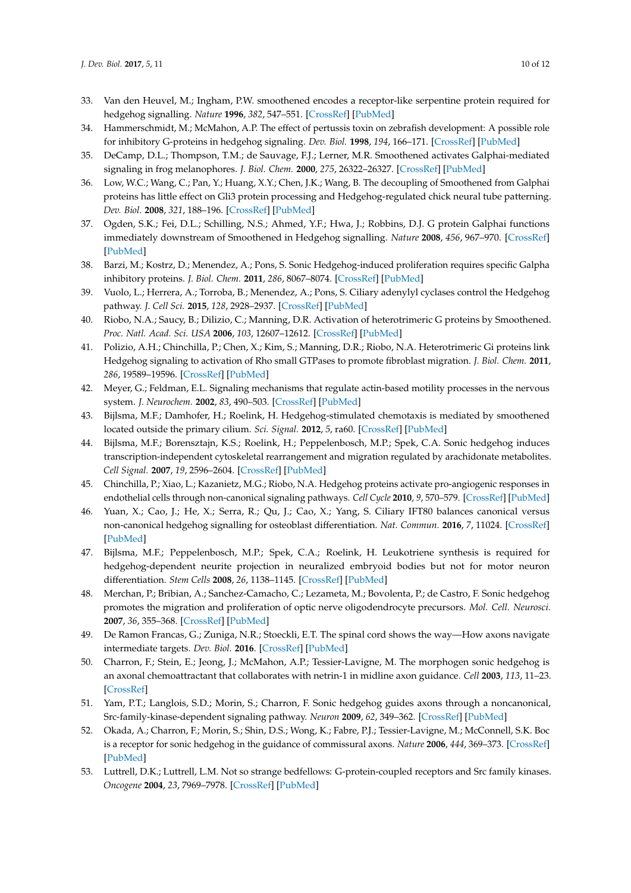33. Van den Heuvel, M.; Ingham, P.W. smoothened encodes a receptor-like serpentine protein required for hedgehog signalling. *Nature* **1996**, *382*, 547–551. [CrossRef] [PubMed]
34. Hammerschmidt, M.; McMahon, A.P. The effect of pertussis toxin on zebrafish development: A possible role for inhibitory G-proteins in hedgehog signaling. *Dev. Biol.* **1998**, *194*, 166–171. [CrossRef] [PubMed]
35. DeCamp, D.L.; Thompson, T.M.; de Sauvage, F.J.; Lerner, M.R. Smoothened activates Galphai-mediated signaling in frog melanophores. *J. Biol. Chem.* **2000**, *275*, 26322–26327. [CrossRef] [PubMed]
36. Low, W.C.; Wang, C.; Pan, Y.; Huang, X.Y.; Chen, J.K.; Wang, B. The decoupling of Smoothened from Galphai proteins has little effect on Gli3 protein processing and Hedgehog-regulated chick neural tube patterning. *Dev. Biol.* **2008**, *321*, 188–196. [CrossRef] [PubMed]
37. Ogden, S.K.; Fei, D.L.; Schilling, N.S.; Ahmed, Y.F.; Hwa, J.; Robbins, D.J. G protein Galphai functions immediately downstream of Smoothened in Hedgehog signalling. *Nature* **2008**, *456*, 967–970. [CrossRef] [PubMed]
38. Barzi, M.; Kostrz, D.; Menendez, A.; Pons, S. Sonic Hedgehog-induced proliferation requires specific Galpha inhibitory proteins. *J. Biol. Chem.* **2011**, *286*, 8067–8074. [CrossRef] [PubMed]
39. Vuolo, L.; Herrera, A.; Torroba, B.; Menendez, A.; Pons, S. Ciliary adenylyl cyclases control the Hedgehog pathway. *J. Cell Sci.* **2015**, *128*, 2928–2937. [CrossRef] [PubMed]
40. Riobo, N.A.; Saucy, B.; Dilizio, C.; Manning, D.R. Activation of heterotrimeric G proteins by Smoothened. *Proc. Natl. Acad. Sci. USA* **2006**, *103*, 12607–12612. [CrossRef] [PubMed]
41. Polizio, A.H.; Chinchilla, P.; Chen, X.; Kim, S.; Manning, D.R.; Riobo, N.A. Heterotrimeric Gi proteins link Hedgehog signaling to activation of Rho small GTPases to promote fibroblast migration. *J. Biol. Chem.* **2011**, *286*, 19589–19596. [CrossRef] [PubMed]
42. Meyer, G.; Feldman, E.L. Signaling mechanisms that regulate actin-based motility processes in the nervous system. *J. Neurochem.* **2002**, *83*, 490–503. [CrossRef] [PubMed]
43. Bijlsma, M.F.; Damhofer, H.; Roelink, H. Hedgehog-stimulated chemotaxis is mediated by smoothened located outside the primary cilium. *Sci. Signal.* **2012**, *5*, ra60. [CrossRef] [PubMed]
44. Bijlsma, M.F.; Borensztajn, K.S.; Roelink, H.; Peppelenbosch, M.P.; Spek, C.A. Sonic hedgehog induces transcription-independent cytoskeletal rearrangement and migration regulated by arachidonate metabolites. *Cell Signal.* **2007**, *19*, 2596–2604. [CrossRef] [PubMed]
45. Chinchilla, P.; Xiao, L.; Kazanietz, M.G.; Riobo, N.A. Hedgehog proteins activate pro-angiogenic responses in endothelial cells through non-canonical signaling pathways. *Cell Cycle* **2010**, *9*, 570–579. [CrossRef] [PubMed]
46. Yuan, X.; Cao, J.; He, X.; Serra, R.; Qu, J.; Cao, X.; Yang, S. Ciliary IFT80 balances canonical versus non-canonical hedgehog signalling for osteoblast differentiation. *Nat. Commun.* **2016**, *7*, 11024. [CrossRef] [PubMed]
47. Bijlsma, M.F.; Peppelenbosch, M.P.; Spek, C.A.; Roelink, H. Leukotriene synthesis is required for hedgehog-dependent neurite projection in neuralized embryoid bodies but not for motor neuron differentiation. *Stem Cells* **2008**, *26*, 1138–1145. [CrossRef] [PubMed]
48. Merchan, P.; Bribian, A.; Sanchez-Camacho, C.; Lezameta, M.; Bovolenta, P.; de Castro, F. Sonic hedgehog promotes the migration and proliferation of optic nerve oligodendrocyte precursors. *Mol. Cell. Neurosci.* **2007**, *36*, 355–368. [CrossRef] [PubMed]
49. De Ramon Francas, G.; Zuniga, N.R.; Stoeckli, E.T. The spinal cord shows the way—How axons navigate intermediate targets. *Dev. Biol.* **2016**. [CrossRef] [PubMed]
50. Charron, F.; Stein, E.; Jeong, J.; McMahon, A.P.; Tessier-Lavigne, M. The morphogen sonic hedgehog is an axonal chemoattractant that collaborates with netrin-1 in midline axon guidance. *Cell* **2003**, *113*, 11–23. [CrossRef]
51. Yam, P.T.; Langlois, S.D.; Morin, S.; Charron, F. Sonic hedgehog guides axons through a noncanonical, Src-family-kinase-dependent signaling pathway. *Neuron* **2009**, *62*, 349–362. [CrossRef] [PubMed]
52. Okada, A.; Charron, F.; Morin, S.; Shin, D.S.; Wong, K.; Fabre, P.J.; Tessier-Lavigne, M.; McConnell, S.K. Boc is a receptor for sonic hedgehog in the guidance of commissural axons. *Nature* **2006**, *444*, 369–373. [CrossRef] [PubMed]
53. Luttrell, D.K.; Luttrell, L.M. Not so strange bedfellows: G-protein-coupled receptors and Src family kinases. *Oncogene* **2004**, *23*, 7969–7978. [CrossRef] [PubMed]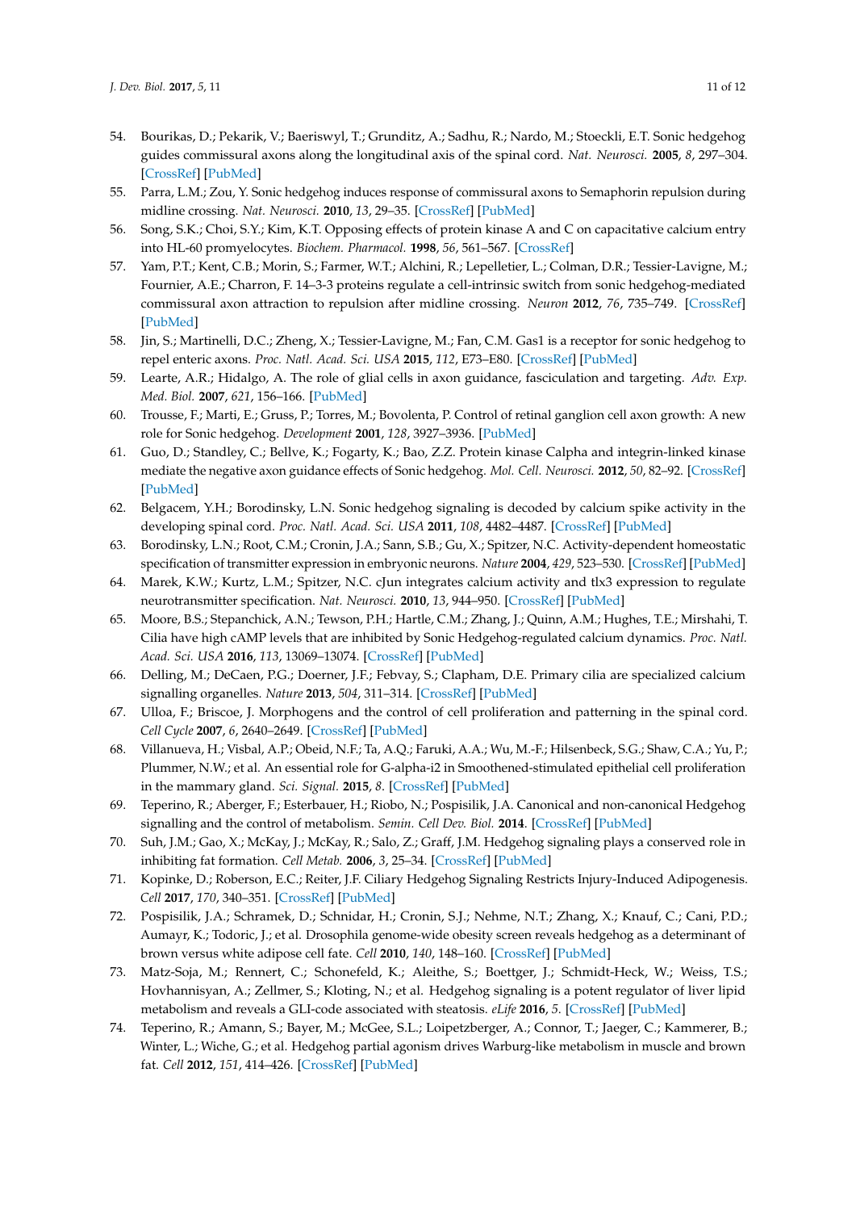54. Bourikas, D.; Pekarik, V.; Baeriswyl, T.; Grunditz, A.; Sadhu, R.; Nardo, M.; Stoeckli, E.T. Sonic hedgehog guides commissural axons along the longitudinal axis of the spinal cord. *Nat. Neurosci.* **2005**, *8*, 297–304. [CrossRef] [PubMed]
55. Parra, L.M.; Zou, Y. Sonic hedgehog induces response of commissural axons to Semaphorin repulsion during midline crossing. *Nat. Neurosci.* **2010**, *13*, 29–35. [CrossRef] [PubMed]
56. Song, S.K.; Choi, S.Y.; Kim, K.T. Opposing effects of protein kinase A and C on capacitative calcium entry into HL-60 promyelocytes. *Biochem. Pharmacol.* **1998**, *56*, 561–567. [CrossRef]
57. Yam, P.T.; Kent, C.B.; Morin, S.; Farmer, W.T.; Alchini, R.; Lepelletier, L.; Colman, D.R.; Tessier-Lavigne, M.; Fournier, A.E.; Charron, F. 14–3-3 proteins regulate a cell-intrinsic switch from sonic hedgehog-mediated commissural axon attraction to repulsion after midline crossing. *Neuron* **2012**, *76*, 735–749. [CrossRef] [PubMed]
58. Jin, S.; Martinelli, D.C.; Zheng, X.; Tessier-Lavigne, M.; Fan, C.M. Gas1 is a receptor for sonic hedgehog to repel enteric axons. *Proc. Natl. Acad. Sci. USA* **2015**, *112*, E73–E80. [CrossRef] [PubMed]
59. Learte, A.R.; Hidalgo, A. The role of glial cells in axon guidance, fasciculation and targeting. *Adv. Exp. Med. Biol.* **2007**, *621*, 156–166. [PubMed]
60. Trousse, F.; Marti, E.; Gruss, P.; Torres, M.; Bovolenta, P. Control of retinal ganglion cell axon growth: A new role for Sonic hedgehog. *Development* **2001**, *128*, 3927–3936. [PubMed]
61. Guo, D.; Standley, C.; Bellve, K.; Fogarty, K.; Bao, Z.Z. Protein kinase Calpha and integrin-linked kinase mediate the negative axon guidance effects of Sonic hedgehog. *Mol. Cell. Neurosci.* **2012**, *50*, 82–92. [CrossRef] [PubMed]
62. Belgacem, Y.H.; Borodinsky, L.N. Sonic hedgehog signaling is decoded by calcium spike activity in the developing spinal cord. *Proc. Natl. Acad. Sci. USA* **2011**, *108*, 4482–4487. [CrossRef] [PubMed]
63. Borodinsky, L.N.; Root, C.M.; Cronin, J.A.; Sann, S.B.; Gu, X.; Spitzer, N.C. Activity-dependent homeostatic specification of transmitter expression in embryonic neurons. *Nature* **2004**, *429*, 523–530. [CrossRef] [PubMed]
64. Marek, K.W.; Kurtz, L.M.; Spitzer, N.C. cJun integrates calcium activity and tlx3 expression to regulate neurotransmitter specification. *Nat. Neurosci.* **2010**, *13*, 944–950. [CrossRef] [PubMed]
65. Moore, B.S.; Stepanchick, A.N.; Tewson, P.H.; Hartle, C.M.; Zhang, J.; Quinn, A.M.; Hughes, T.E.; Mirshahi, T. Cilia have high cAMP levels that are inhibited by Sonic Hedgehog-regulated calcium dynamics. *Proc. Natl. Acad. Sci. USA* **2016**, *113*, 13069–13074. [CrossRef] [PubMed]
66. Delling, M.; DeCaen, P.G.; Doerner, J.F.; Febvay, S.; Clapham, D.E. Primary cilia are specialized calcium signalling organelles. *Nature* **2013**, *504*, 311–314. [CrossRef] [PubMed]
67. Ulloa, F.; Briscoe, J. Morphogens and the control of cell proliferation and patterning in the spinal cord. *Cell Cycle* **2007**, *6*, 2640–2649. [CrossRef] [PubMed]
68. Villanueva, H.; Visbal, A.P.; Obeid, N.F.; Ta, A.Q.; Faruki, A.A.; Wu, M.-F.; Hilsenbeck, S.G.; Shaw, C.A.; Yu, P.; Plummer, N.W.; et al. An essential role for G-alpha-i2 in Smoothened-stimulated epithelial cell proliferation in the mammary gland. *Sci. Signal.* **2015**, *8*. [CrossRef] [PubMed]
69. Teperino, R.; Aberger, F.; Esterbauer, H.; Riobo, N.; Pospisilik, J.A. Canonical and non-canonical Hedgehog signalling and the control of metabolism. *Semin. Cell Dev. Biol.* **2014**. [CrossRef] [PubMed]
70. Suh, J.M.; Gao, X.; McKay, J.; McKay, R.; Salo, Z.; Graff, J.M. Hedgehog signaling plays a conserved role in inhibiting fat formation. *Cell Metab.* **2006**, *3*, 25–34. [CrossRef] [PubMed]
71. Kopinke, D.; Roberson, E.C.; Reiter, J.F. Ciliary Hedgehog Signaling Restricts Injury-Induced Adipogenesis. *Cell* **2017**, *170*, 340–351. [CrossRef] [PubMed]
72. Pospisilik, J.A.; Schramek, D.; Schnidar, H.; Cronin, S.J.; Nehme, N.T.; Zhang, X.; Knauf, C.; Cani, P.D.; Aumayr, K.; Todoric, J.; et al. Drosophila genome-wide obesity screen reveals hedgehog as a determinant of brown versus white adipose cell fate. *Cell* **2010**, *140*, 148–160. [CrossRef] [PubMed]
73. Matz-Soja, M.; Rennert, C.; Schonefeld, K.; Aleithe, S.; Boettger, J.; Schmidt-Heck, W.; Weiss, T.S.; Hovhannisyan, A.; Zellmer, S.; Kloting, N.; et al. Hedgehog signaling is a potent regulator of liver lipid metabolism and reveals a GLI-code associated with steatosis. *eLife* **2016**, *5*. [CrossRef] [PubMed]
74. Teperino, R.; Amann, S.; Bayer, M.; McGee, S.L.; Loipetzberger, A.; Connor, T.; Jaeger, C.; Kammerer, B.; Winter, L.; Wiche, G.; et al. Hedgehog partial agonism drives Warburg-like metabolism in muscle and brown fat. *Cell* **2012**, *151*, 414–426. [CrossRef] [PubMed]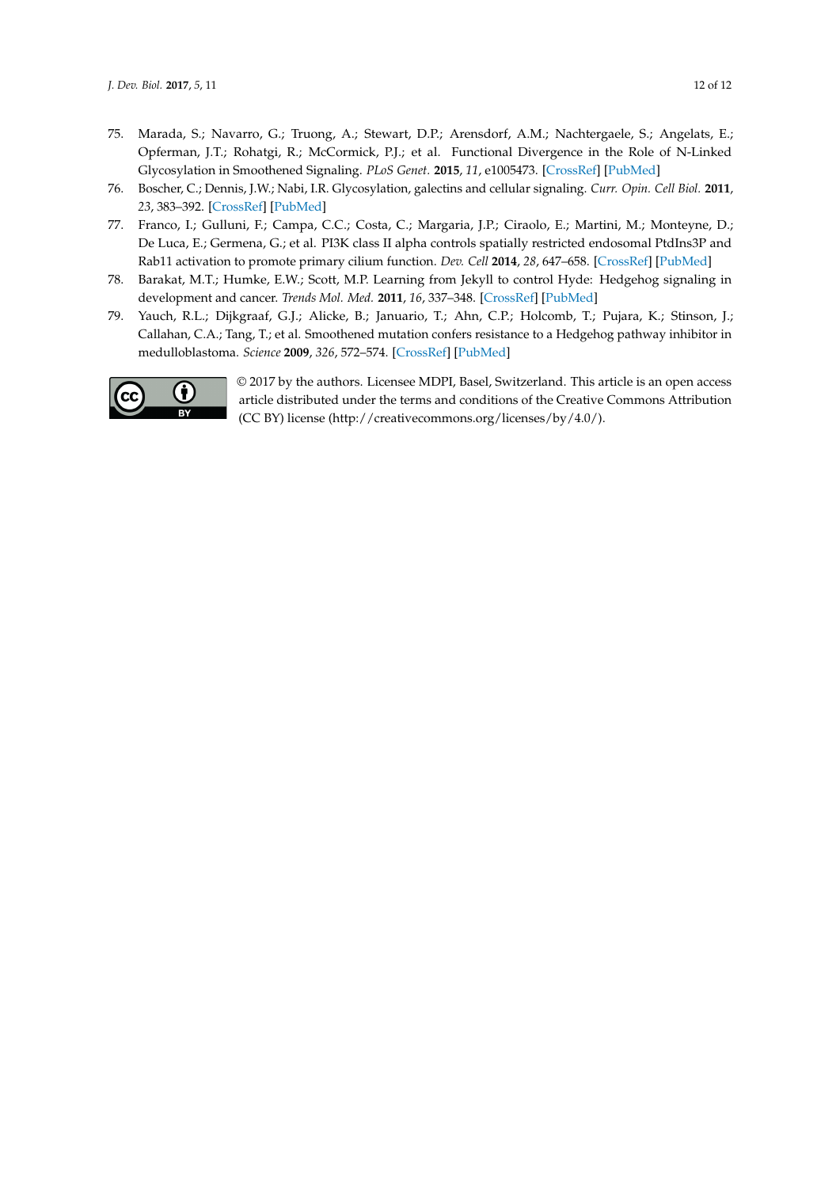75. Marada, S.; Navarro, G.; Truong, A.; Stewart, D.P.; Arensdorf, A.M.; Nachtergaele, S.; Angelats, E.; Opferman, J.T.; Rohatgi, R.; McCormick, P.J.; et al. Functional Divergence in the Role of N-Linked Glycosylation in Smoothened Signaling. *PLoS Genet.* **2015**, *11*, e1005473. [CrossRef] [PubMed]
76. Boscher, C.; Dennis, J.W.; Nabi, I.R. Glycosylation, galectins and cellular signaling. *Curr. Opin. Cell Biol.* **2011**, *23*, 383–392. [CrossRef] [PubMed]
77. Franco, I.; Gulluni, F.; Campa, C.C.; Costa, C.; Margaria, J.P.; Ciraolo, E.; Martini, M.; Monteyne, D.; De Luca, E.; Germena, G.; et al. PI3K class II alpha controls spatially restricted endosomal PtdIns3P and Rab11 activation to promote primary cilium function. *Dev. Cell* **2014**, *28*, 647–658. [CrossRef] [PubMed]
78. Barakat, M.T.; Humke, E.W.; Scott, M.P. Learning from Jekyll to control Hyde: Hedgehog signaling in development and cancer. *Trends Mol. Med.* **2011**, *16*, 337–348. [CrossRef] [PubMed]
79. Yauch, R.L.; Dijkgraaf, G.J.; Alicke, B.; Januario, T.; Ahn, C.P.; Holcomb, T.; Pujara, K.; Stinson, J.; Callahan, C.A.; Tang, T.; et al. Smoothened mutation confers resistance to a Hedgehog pathway inhibitor in medulloblastoma. *Science* **2009**, *326*, 572–574. [CrossRef] [PubMed]

© 2017 by the authors. Licensee MDPI, Basel, Switzerland. This article is an open access article distributed under the terms and conditions of the Creative Commons Attribution (CC BY) license (http://creativecommons.org/licenses/by/4.0/).